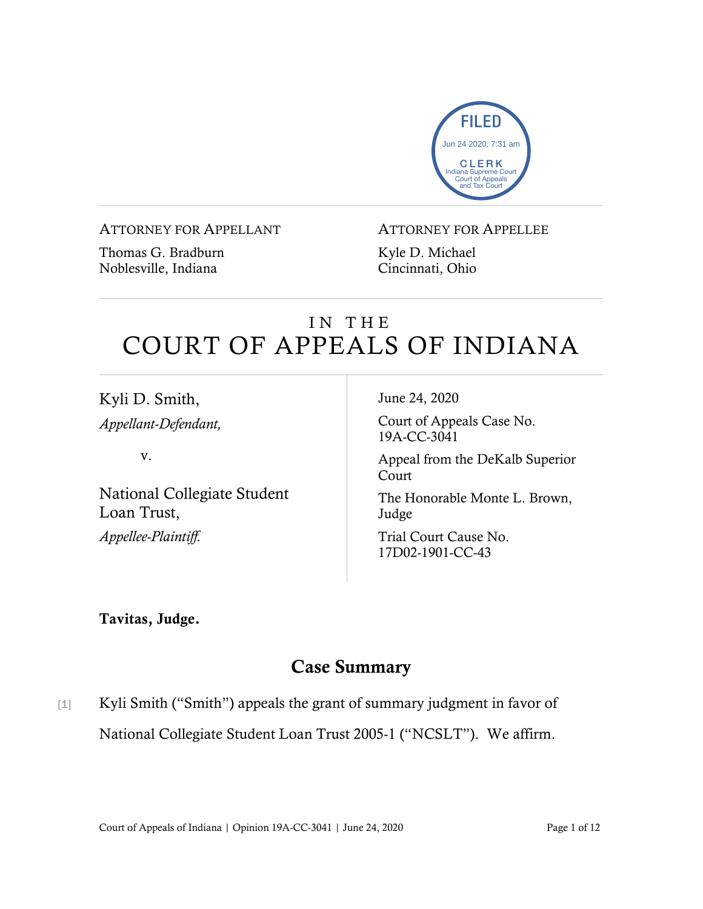FILED
Jun 24 2020, 7:31 am
CLERK
Indiana Supreme Court
Court of Appeals
and Tax Court

ATTORNEY FOR APPELLANT

Thomas G. Bradburn
Noblesville, Indiana

ATTORNEY FOR APPELLEE

Kyle D. Michael
Cincinnati, Ohio

# IN THE COURT OF APPEALS OF INDIANA

Kyli D. Smith,
*Appellant-Defendant,*

v.

National Collegiate Student Loan Trust,
*Appellee-Plaintiff.*

June 24, 2020

Court of Appeals Case No. 19A-CC-3041

Appeal from the DeKalb Superior Court

The Honorable Monte L. Brown, Judge

Trial Court Cause No. 17D02-1901-CC-43

**Tavitas, Judge.**

## Case Summary

[1] Kyli Smith ("Smith") appeals the grant of summary judgment in favor of National Collegiate Student Loan Trust 2005-1 ("NCSLT"). We affirm.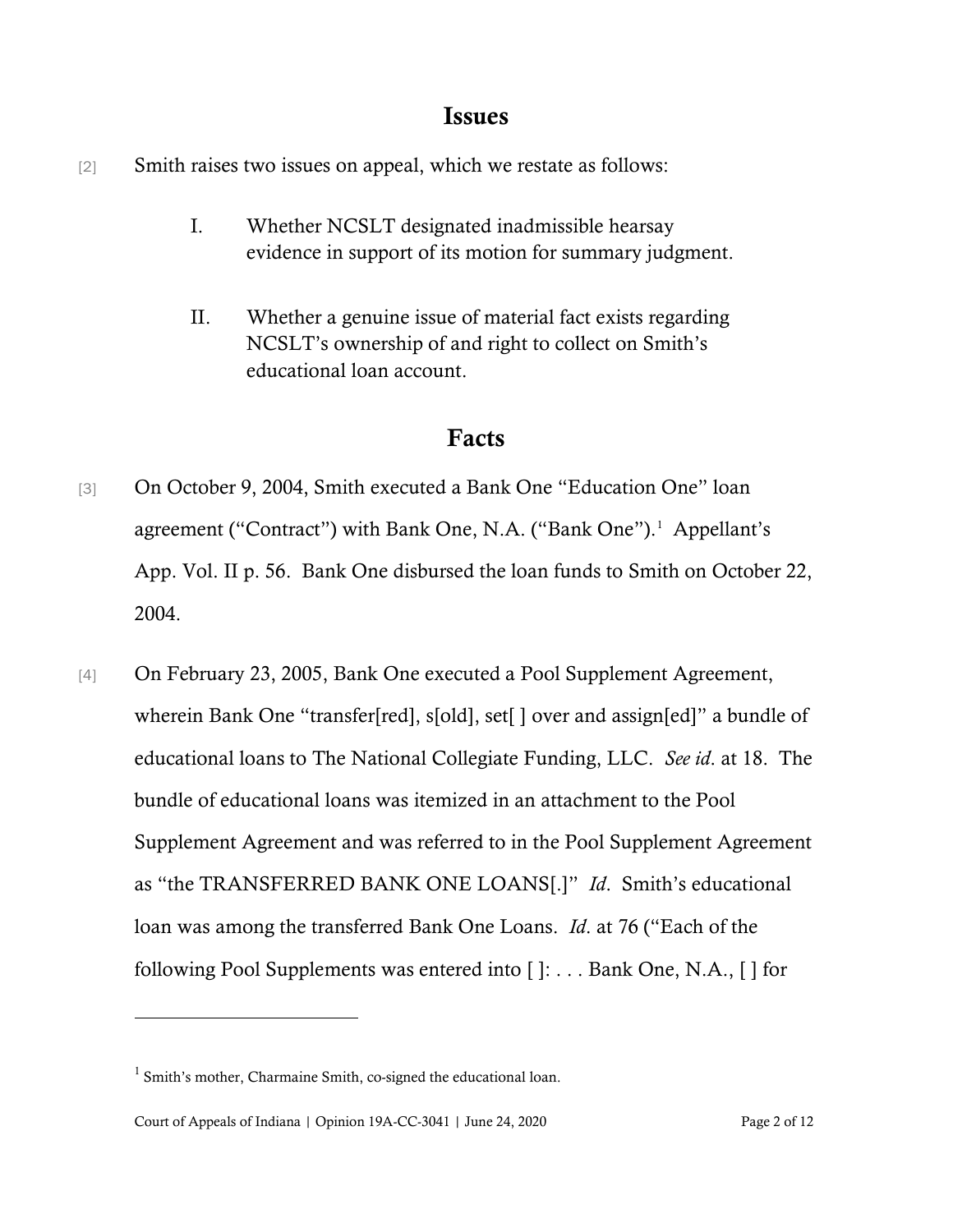## Issues

[2] Smith raises two issues on appeal, which we restate as follows:

> I. Whether NCSLT designated inadmissible hearsay evidence in support of its motion for summary judgment.
>
> II. Whether a genuine issue of material fact exists regarding NCSLT's ownership of and right to collect on Smith's educational loan account.

## Facts

[3] On October 9, 2004, Smith executed a Bank One "Education One" loan agreement ("Contract") with Bank One, N.A. ("Bank One").[1] Appellant's App. Vol. II p. 56. Bank One disbursed the loan funds to Smith on October 22, 2004.

[4] On February 23, 2005, Bank One executed a Pool Supplement Agreement, wherein Bank One "transfer[red], s[old], set[ ] over and assign[ed]" a bundle of educational loans to The National Collegiate Funding, LLC. *See id*. at 18. The bundle of educational loans was itemized in an attachment to the Pool Supplement Agreement and was referred to in the Pool Supplement Agreement as "the TRANSFERRED BANK ONE LOANS[.]" *Id*. Smith's educational loan was among the transferred Bank One Loans. *Id*. at 76 ("Each of the following Pool Supplements was entered into [ ]: . . . Bank One, N.A., [ ] for

---

[1] Smith's mother, Charmaine Smith, co-signed the educational loan.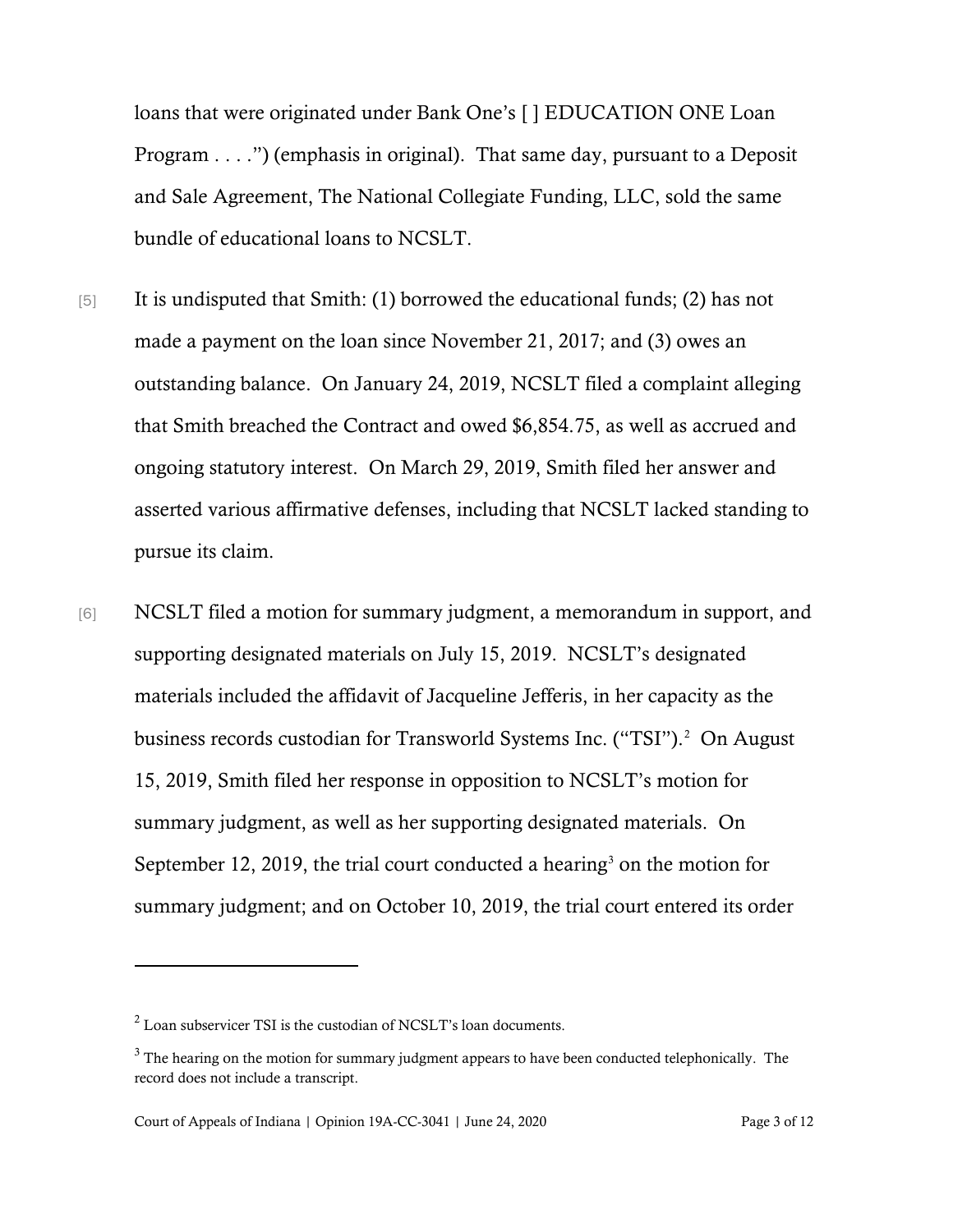loans that were originated under Bank One's [ ] EDUCATION ONE Loan Program . . . .") (emphasis in original). That same day, pursuant to a Deposit and Sale Agreement, The National Collegiate Funding, LLC, sold the same bundle of educational loans to NCSLT.

[5] It is undisputed that Smith: (1) borrowed the educational funds; (2) has not made a payment on the loan since November 21, 2017; and (3) owes an outstanding balance. On January 24, 2019, NCSLT filed a complaint alleging that Smith breached the Contract and owed $6,854.75, as well as accrued and ongoing statutory interest. On March 29, 2019, Smith filed her answer and asserted various affirmative defenses, including that NCSLT lacked standing to pursue its claim.

[6] NCSLT filed a motion for summary judgment, a memorandum in support, and supporting designated materials on July 15, 2019. NCSLT's designated materials included the affidavit of Jacqueline Jefferis, in her capacity as the business records custodian for Transworld Systems Inc. ("TSI").[2] On August 15, 2019, Smith filed her response in opposition to NCSLT's motion for summary judgment, as well as her supporting designated materials. On September 12, 2019, the trial court conducted a hearing[3] on the motion for summary judgment; and on October 10, 2019, the trial court entered its order

---

[2] Loan subservicer TSI is the custodian of NCSLT's loan documents.

[3] The hearing on the motion for summary judgment appears to have been conducted telephonically. The record does not include a transcript.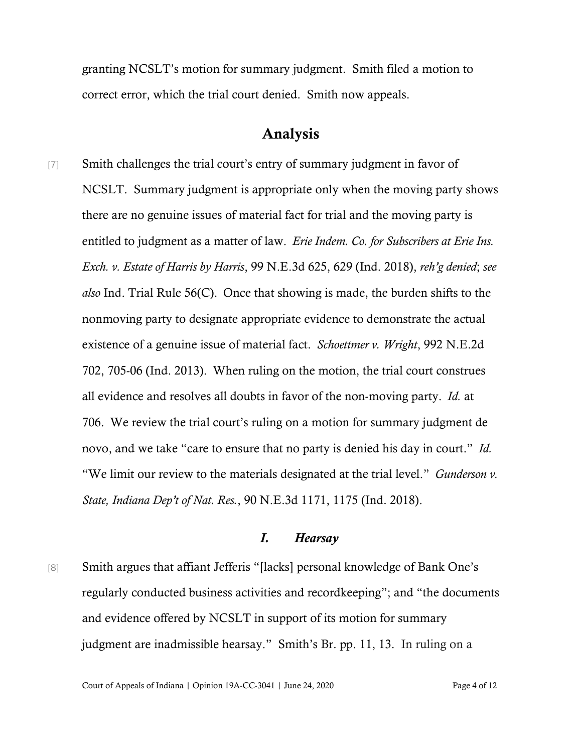granting NCSLT's motion for summary judgment. Smith filed a motion to correct error, which the trial court denied. Smith now appeals.

## Analysis

[7] Smith challenges the trial court's entry of summary judgment in favor of NCSLT. Summary judgment is appropriate only when the moving party shows there are no genuine issues of material fact for trial and the moving party is entitled to judgment as a matter of law. *Erie Indem. Co. for Subscribers at Erie Ins. Exch. v. Estate of Harris by Harris*, 99 N.E.3d 625, 629 (Ind. 2018), *reh'g denied*; *see also* Ind. Trial Rule 56(C). Once that showing is made, the burden shifts to the nonmoving party to designate appropriate evidence to demonstrate the actual existence of a genuine issue of material fact. *Schoettmer v. Wright*, 992 N.E.2d 702, 705-06 (Ind. 2013). When ruling on the motion, the trial court construes all evidence and resolves all doubts in favor of the non-moving party. *Id.* at 706. We review the trial court's ruling on a motion for summary judgment de novo, and we take "care to ensure that no party is denied his day in court." *Id.* "We limit our review to the materials designated at the trial level." *Gunderson v. State, Indiana Dep't of Nat. Res.*, 90 N.E.3d 1171, 1175 (Ind. 2018).

### *I. Hearsay*

[8] Smith argues that affiant Jefferis "[lacks] personal knowledge of Bank One's regularly conducted business activities and recordkeeping"; and "the documents and evidence offered by NCSLT in support of its motion for summary judgment are inadmissible hearsay." Smith's Br. pp. 11, 13. In ruling on a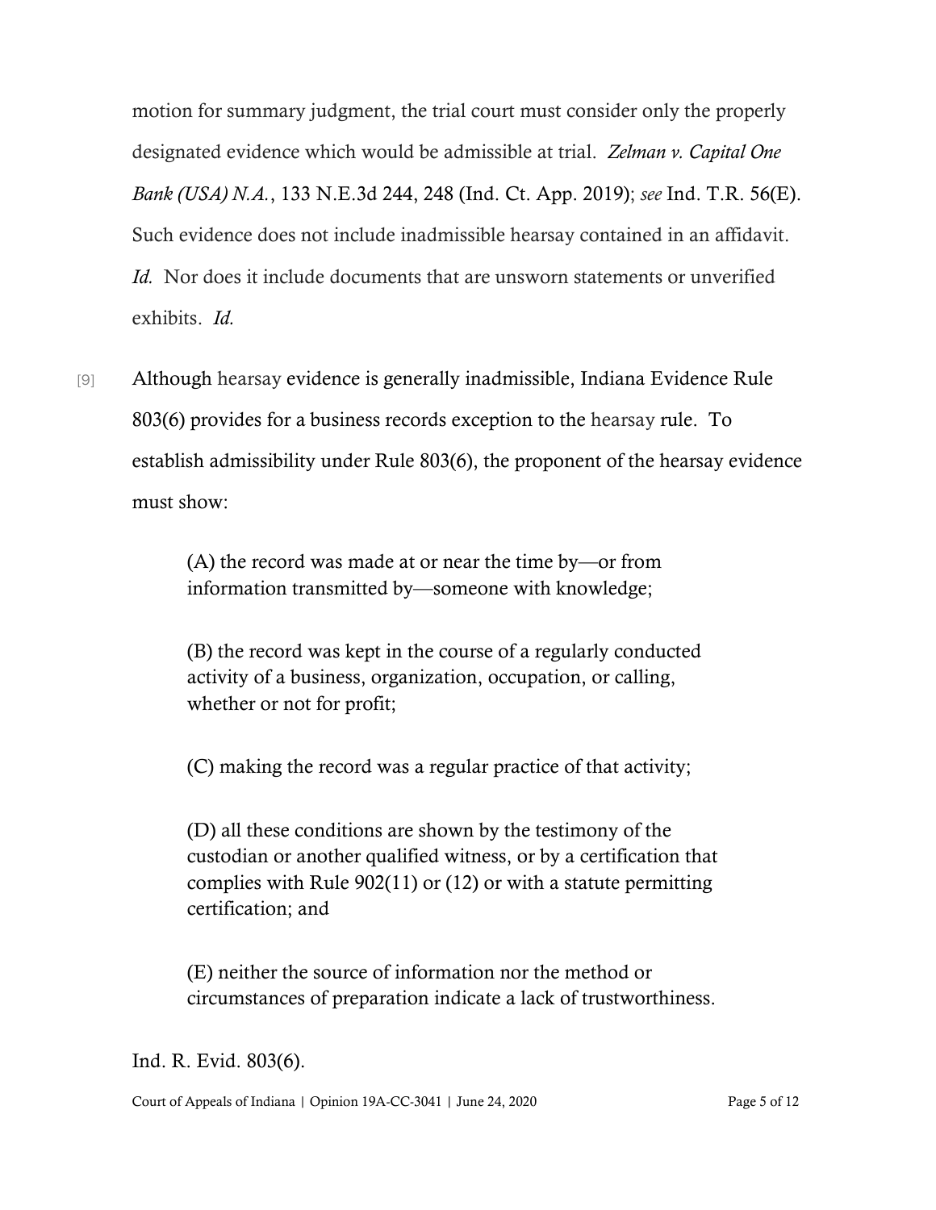motion for summary judgment, the trial court must consider only the properly designated evidence which would be admissible at trial. *Zelman v. Capital One Bank (USA) N.A.*, 133 N.E.3d 244, 248 (Ind. Ct. App. 2019); *see* Ind. T.R. 56(E). Such evidence does not include inadmissible hearsay contained in an affidavit. *Id.* Nor does it include documents that are unsworn statements or unverified exhibits. *Id.*

[9] Although hearsay evidence is generally inadmissible, Indiana Evidence Rule 803(6) provides for a business records exception to the hearsay rule. To establish admissibility under Rule 803(6), the proponent of the hearsay evidence must show:

> (A) the record was made at or near the time by—or from information transmitted by—someone with knowledge;
>
> (B) the record was kept in the course of a regularly conducted activity of a business, organization, occupation, or calling, whether or not for profit;
>
> (C) making the record was a regular practice of that activity;
>
> (D) all these conditions are shown by the testimony of the custodian or another qualified witness, or by a certification that complies with Rule 902(11) or (12) or with a statute permitting certification; and
>
> (E) neither the source of information nor the method or circumstances of preparation indicate a lack of trustworthiness.

Ind. R. Evid. 803(6).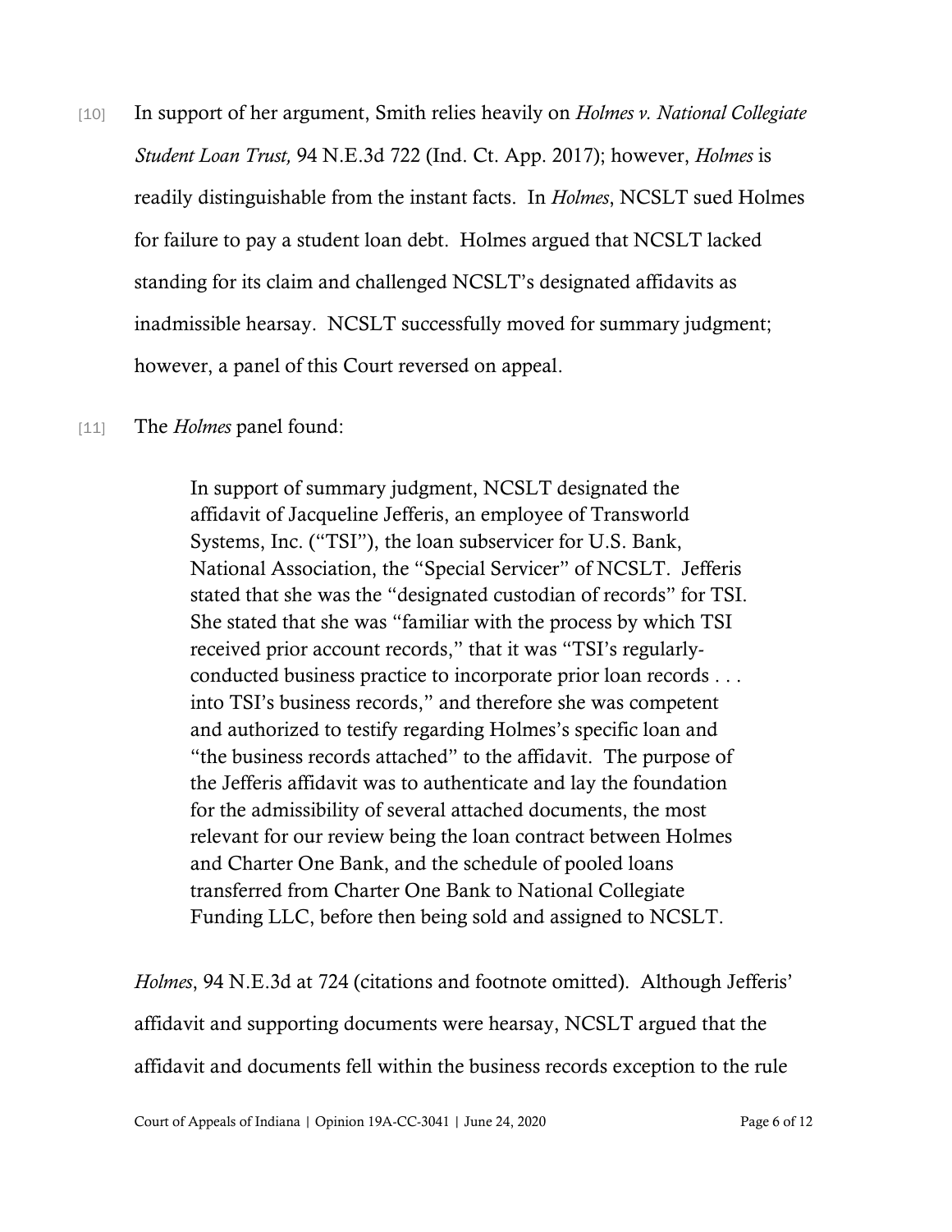[10] In support of her argument, Smith relies heavily on *Holmes v. National Collegiate Student Loan Trust,* 94 N.E.3d 722 (Ind. Ct. App. 2017); however, *Holmes* is readily distinguishable from the instant facts. In *Holmes*, NCSLT sued Holmes for failure to pay a student loan debt. Holmes argued that NCSLT lacked standing for its claim and challenged NCSLT's designated affidavits as inadmissible hearsay. NCSLT successfully moved for summary judgment; however, a panel of this Court reversed on appeal.

[11] The *Holmes* panel found:

> In support of summary judgment, NCSLT designated the affidavit of Jacqueline Jefferis, an employee of Transworld Systems, Inc. ("TSI"), the loan subservicer for U.S. Bank, National Association, the "Special Servicer" of NCSLT. Jefferis stated that she was the "designated custodian of records" for TSI. She stated that she was "familiar with the process by which TSI received prior account records," that it was "TSI's regularly-conducted business practice to incorporate prior loan records . . . into TSI's business records," and therefore she was competent and authorized to testify regarding Holmes's specific loan and "the business records attached" to the affidavit. The purpose of the Jefferis affidavit was to authenticate and lay the foundation for the admissibility of several attached documents, the most relevant for our review being the loan contract between Holmes and Charter One Bank, and the schedule of pooled loans transferred from Charter One Bank to National Collegiate Funding LLC, before then being sold and assigned to NCSLT.

*Holmes*, 94 N.E.3d at 724 (citations and footnote omitted). Although Jefferis' affidavit and supporting documents were hearsay, NCSLT argued that the affidavit and documents fell within the business records exception to the rule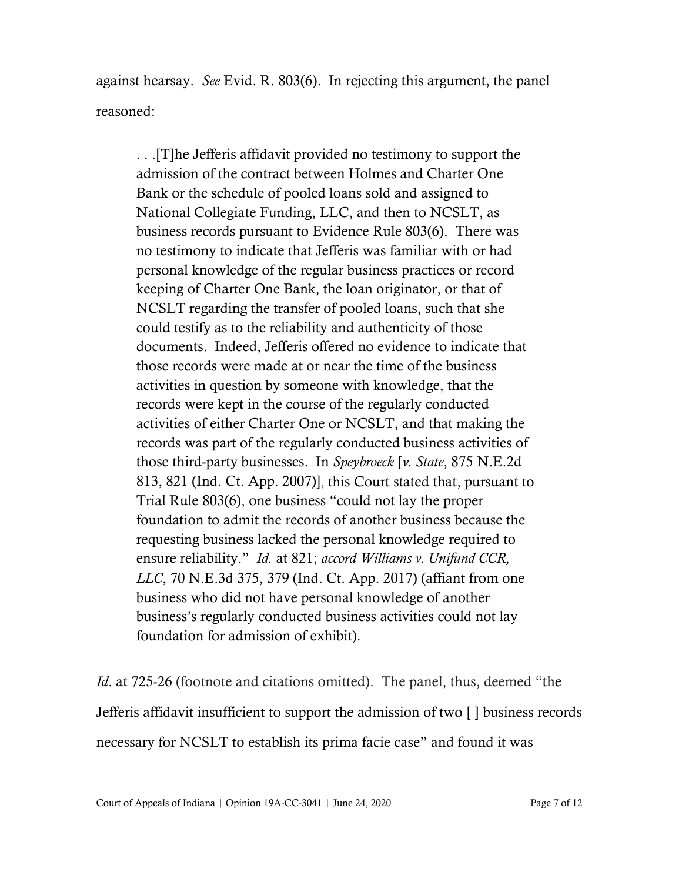against hearsay. *See* Evid. R. 803(6). In rejecting this argument, the panel reasoned:

> . . .[T]he Jefferis affidavit provided no testimony to support the admission of the contract between Holmes and Charter One Bank or the schedule of pooled loans sold and assigned to National Collegiate Funding, LLC, and then to NCSLT, as business records pursuant to Evidence Rule 803(6). There was no testimony to indicate that Jefferis was familiar with or had personal knowledge of the regular business practices or record keeping of Charter One Bank, the loan originator, or that of NCSLT regarding the transfer of pooled loans, such that she could testify as to the reliability and authenticity of those documents. Indeed, Jefferis offered no evidence to indicate that those records were made at or near the time of the business activities in question by someone with knowledge, that the records were kept in the course of the regularly conducted activities of either Charter One or NCSLT, and that making the records was part of the regularly conducted business activities of those third-party businesses. In *Speybroeck* [*v. State*, 875 N.E.2d 813, 821 (Ind. Ct. App. 2007)], this Court stated that, pursuant to Trial Rule 803(6), one business "could not lay the proper foundation to admit the records of another business because the requesting business lacked the personal knowledge required to ensure reliability." *Id.* at 821; *accord Williams v. Unifund CCR, LLC*, 70 N.E.3d 375, 379 (Ind. Ct. App. 2017) (affiant from one business who did not have personal knowledge of another business's regularly conducted business activities could not lay foundation for admission of exhibit).

*Id*. at 725-26 (footnote and citations omitted). The panel, thus, deemed "the Jefferis affidavit insufficient to support the admission of two [ ] business records necessary for NCSLT to establish its prima facie case" and found it was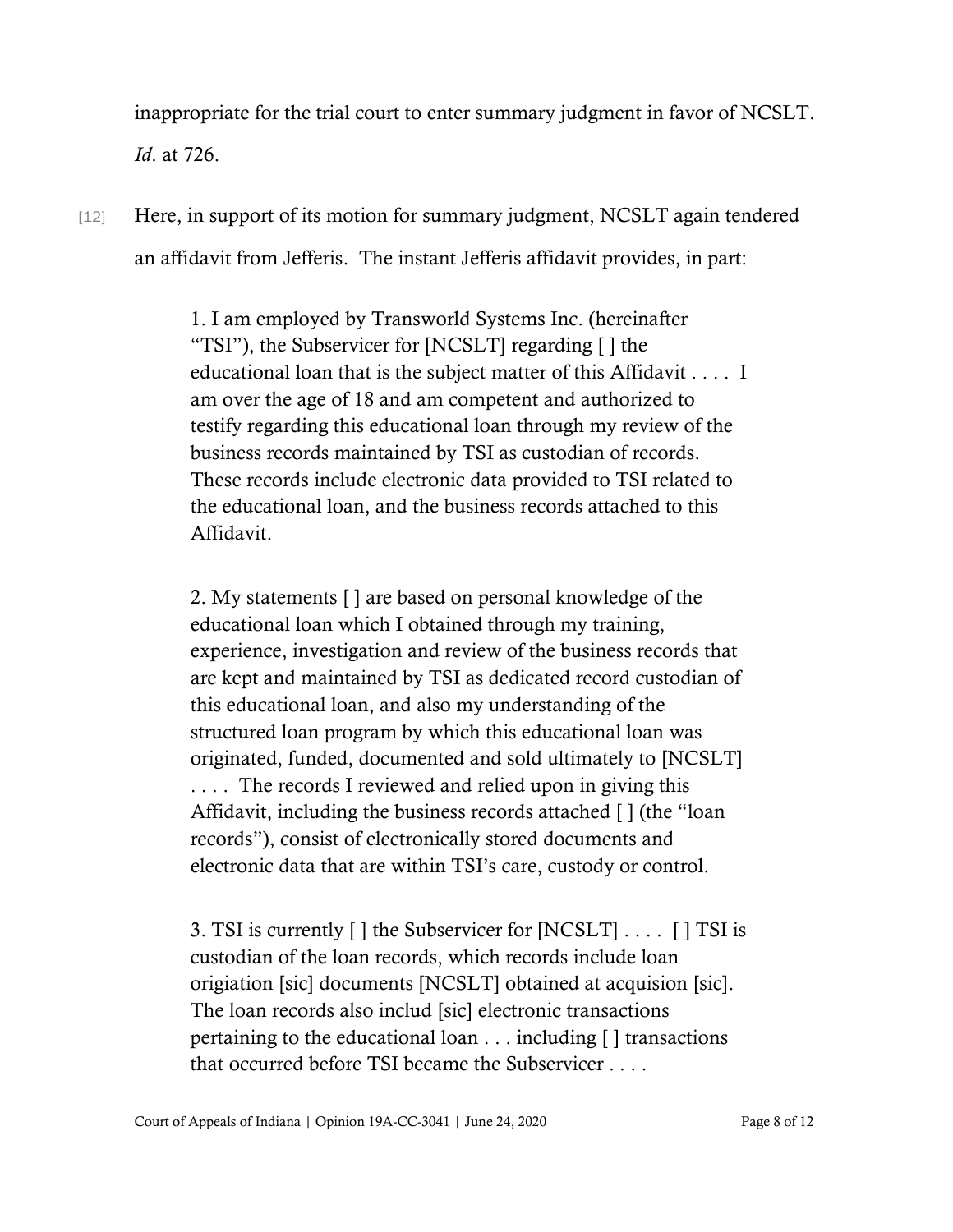inappropriate for the trial court to enter summary judgment in favor of NCSLT. *Id*. at 726.

[12] Here, in support of its motion for summary judgment, NCSLT again tendered an affidavit from Jefferis. The instant Jefferis affidavit provides, in part:

> 1. I am employed by Transworld Systems Inc. (hereinafter "TSI"), the Subservicer for [NCSLT] regarding [ ] the educational loan that is the subject matter of this Affidavit . . . . I am over the age of 18 and am competent and authorized to testify regarding this educational loan through my review of the business records maintained by TSI as custodian of records. These records include electronic data provided to TSI related to the educational loan, and the business records attached to this Affidavit.
>
> 2. My statements [ ] are based on personal knowledge of the educational loan which I obtained through my training, experience, investigation and review of the business records that are kept and maintained by TSI as dedicated record custodian of this educational loan, and also my understanding of the structured loan program by which this educational loan was originated, funded, documented and sold ultimately to [NCSLT] . . . . The records I reviewed and relied upon in giving this Affidavit, including the business records attached [ ] (the "loan records"), consist of electronically stored documents and electronic data that are within TSI's care, custody or control.
>
> 3. TSI is currently [ ] the Subservicer for [NCSLT] . . . . [ ] TSI is custodian of the loan records, which records include loan origiation [sic] documents [NCSLT] obtained at acquision [sic]. The loan records also includ [sic] electronic transactions pertaining to the educational loan . . . including [ ] transactions that occurred before TSI became the Subservicer . . . .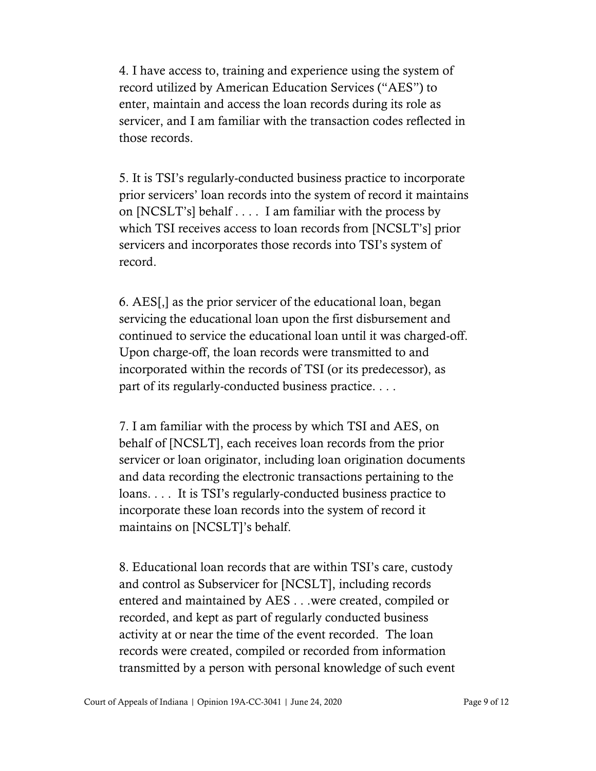4. I have access to, training and experience using the system of record utilized by American Education Services ("AES") to enter, maintain and access the loan records during its role as servicer, and I am familiar with the transaction codes reflected in those records.

5. It is TSI's regularly-conducted business practice to incorporate prior servicers' loan records into the system of record it maintains on [NCSLT's] behalf . . . . I am familiar with the process by which TSI receives access to loan records from [NCSLT's] prior servicers and incorporates those records into TSI's system of record.

6. AES[,] as the prior servicer of the educational loan, began servicing the educational loan upon the first disbursement and continued to service the educational loan until it was charged-off. Upon charge-off, the loan records were transmitted to and incorporated within the records of TSI (or its predecessor), as part of its regularly-conducted business practice. . . .

7. I am familiar with the process by which TSI and AES, on behalf of [NCSLT], each receives loan records from the prior servicer or loan originator, including loan origination documents and data recording the electronic transactions pertaining to the loans. . . . It is TSI's regularly-conducted business practice to incorporate these loan records into the system of record it maintains on [NCSLT]'s behalf.

8. Educational loan records that are within TSI's care, custody and control as Subservicer for [NCSLT], including records entered and maintained by AES . . .were created, compiled or recorded, and kept as part of regularly conducted business activity at or near the time of the event recorded. The loan records were created, compiled or recorded from information transmitted by a person with personal knowledge of such event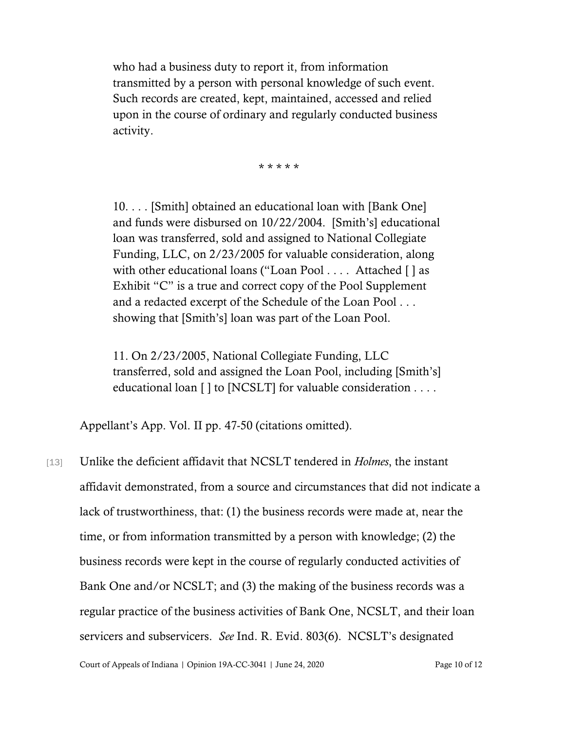> who had a business duty to report it, from information transmitted by a person with personal knowledge of such event. Such records are created, kept, maintained, accessed and relied upon in the course of ordinary and regularly conducted business activity.
>
> \* \* \* \* \*
>
> 10. . . . [Smith] obtained an educational loan with [Bank One] and funds were disbursed on 10/22/2004. [Smith's] educational loan was transferred, sold and assigned to National Collegiate Funding, LLC, on 2/23/2005 for valuable consideration, along with other educational loans ("Loan Pool . . . . Attached [ ] as Exhibit "C" is a true and correct copy of the Pool Supplement and a redacted excerpt of the Schedule of the Loan Pool . . . showing that [Smith's] loan was part of the Loan Pool.
>
> 11. On 2/23/2005, National Collegiate Funding, LLC transferred, sold and assigned the Loan Pool, including [Smith's] educational loan [ ] to [NCSLT] for valuable consideration . . . .

Appellant's App. Vol. II pp. 47-50 (citations omitted).

[13] Unlike the deficient affidavit that NCSLT tendered in *Holmes*, the instant affidavit demonstrated, from a source and circumstances that did not indicate a lack of trustworthiness, that: (1) the business records were made at, near the time, or from information transmitted by a person with knowledge; (2) the business records were kept in the course of regularly conducted activities of Bank One and/or NCSLT; and (3) the making of the business records was a regular practice of the business activities of Bank One, NCSLT, and their loan servicers and subservicers. *See* Ind. R. Evid. 803(6). NCSLT's designated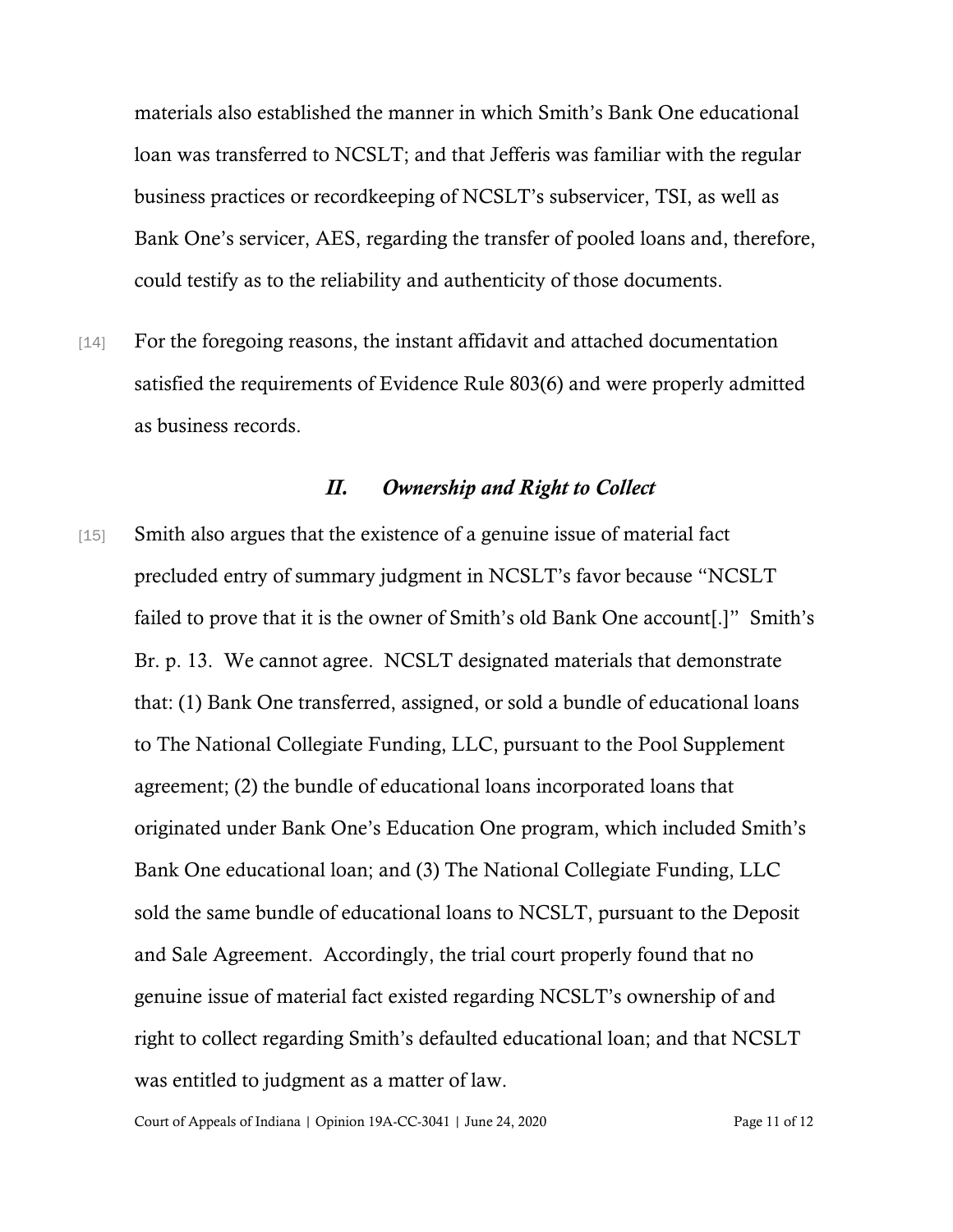materials also established the manner in which Smith's Bank One educational loan was transferred to NCSLT; and that Jefferis was familiar with the regular business practices or recordkeeping of NCSLT's subservicer, TSI, as well as Bank One's servicer, AES, regarding the transfer of pooled loans and, therefore, could testify as to the reliability and authenticity of those documents.

[14] For the foregoing reasons, the instant affidavit and attached documentation satisfied the requirements of Evidence Rule 803(6) and were properly admitted as business records.

## *II. Ownership and Right to Collect*

[15] Smith also argues that the existence of a genuine issue of material fact precluded entry of summary judgment in NCSLT's favor because "NCSLT failed to prove that it is the owner of Smith's old Bank One account[.]" Smith's Br. p. 13. We cannot agree. NCSLT designated materials that demonstrate that: (1) Bank One transferred, assigned, or sold a bundle of educational loans to The National Collegiate Funding, LLC, pursuant to the Pool Supplement agreement; (2) the bundle of educational loans incorporated loans that originated under Bank One's Education One program, which included Smith's Bank One educational loan; and (3) The National Collegiate Funding, LLC sold the same bundle of educational loans to NCSLT, pursuant to the Deposit and Sale Agreement. Accordingly, the trial court properly found that no genuine issue of material fact existed regarding NCSLT's ownership of and right to collect regarding Smith's defaulted educational loan; and that NCSLT was entitled to judgment as a matter of law.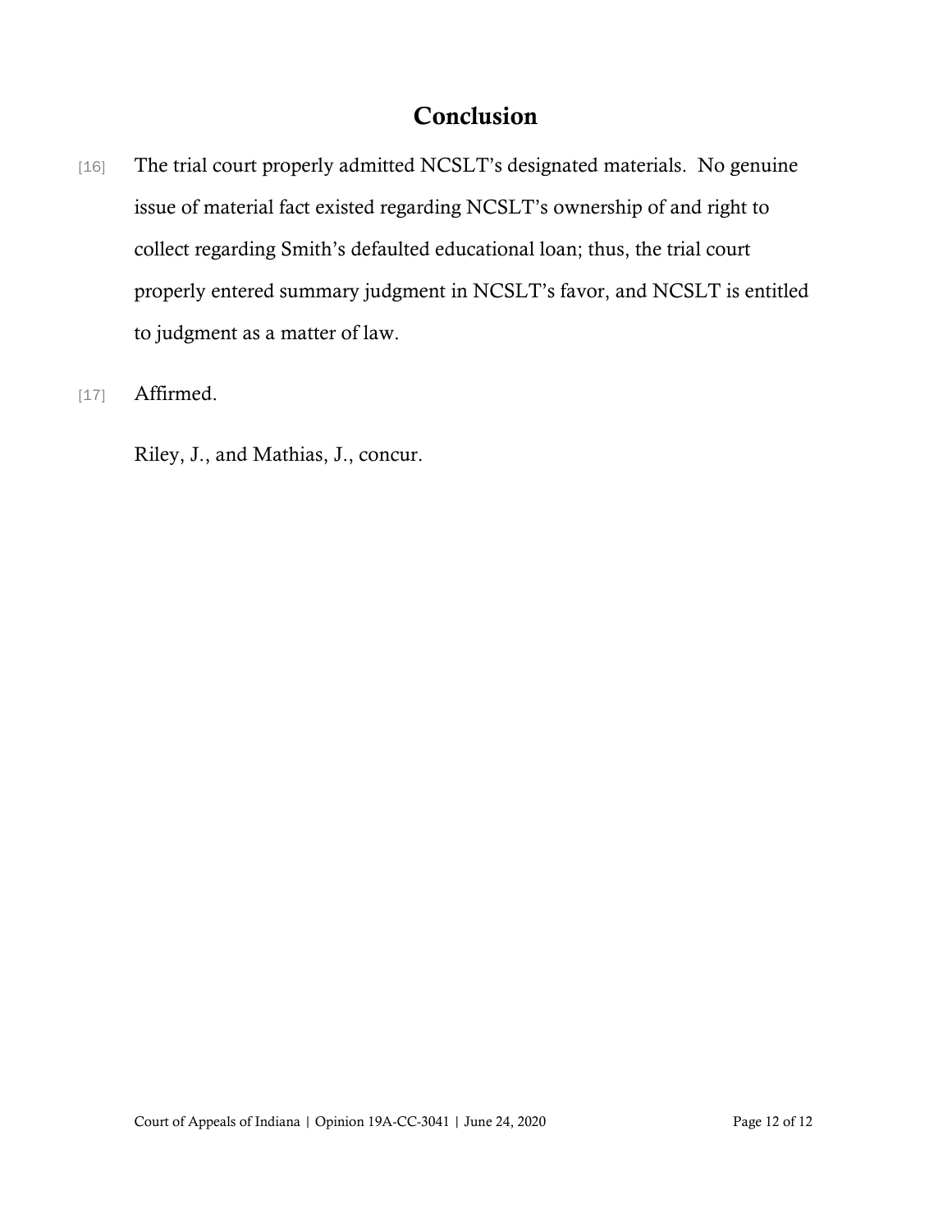## Conclusion

[16] The trial court properly admitted NCSLT's designated materials. No genuine issue of material fact existed regarding NCSLT's ownership of and right to collect regarding Smith's defaulted educational loan; thus, the trial court properly entered summary judgment in NCSLT's favor, and NCSLT is entitled to judgment as a matter of law.

[17] Affirmed.

Riley, J., and Mathias, J., concur.